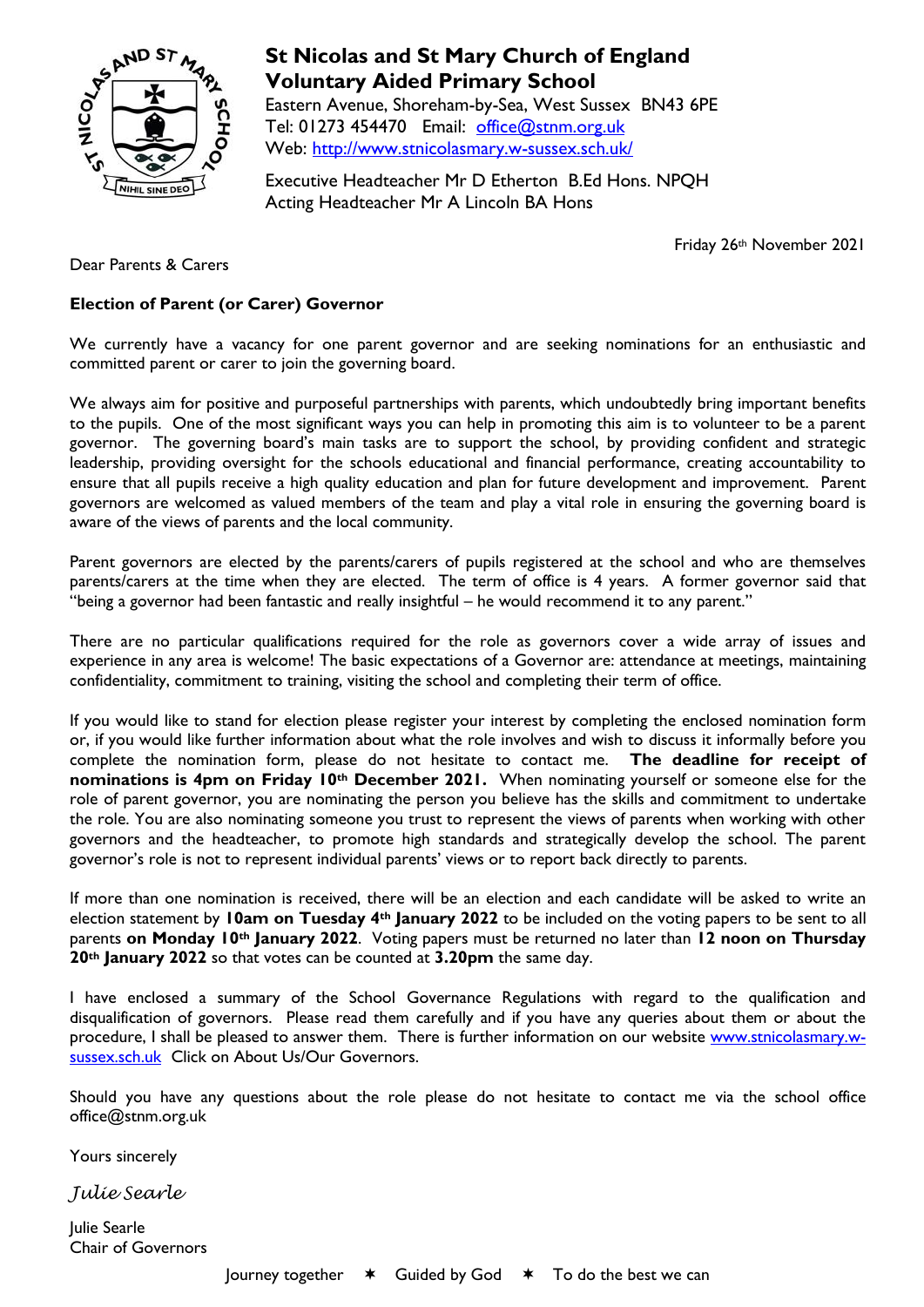# St Nicolas and St Mary Church of England Voluntary Aided Primary School

Eastern Avenue, Shoreham-by-Sea, West Sussex BN43 6PE
Tel: 01273 454470 Email: office@stnm.org.uk
Web: http://www.stnicolasmary.w-sussex.sch.uk/

Executive Headteacher Mr D Etherton B.Ed Hons. NPQH
Acting Headteacher Mr A Lincoln BA Hons

Friday 26th November 2021

Dear Parents & Carers

**Election of Parent (or Carer) Governor**

We currently have a vacancy for one parent governor and are seeking nominations for an enthusiastic and committed parent or carer to join the governing board.

We always aim for positive and purposeful partnerships with parents, which undoubtedly bring important benefits to the pupils. One of the most significant ways you can help in promoting this aim is to volunteer to be a parent governor. The governing board's main tasks are to support the school, by providing confident and strategic leadership, providing oversight for the schools educational and financial performance, creating accountability to ensure that all pupils receive a high quality education and plan for future development and improvement. Parent governors are welcomed as valued members of the team and play a vital role in ensuring the governing board is aware of the views of parents and the local community.

Parent governors are elected by the parents/carers of pupils registered at the school and who are themselves parents/carers at the time when they are elected. The term of office is 4 years. A former governor said that "being a governor had been fantastic and really insightful – he would recommend it to any parent."

There are no particular qualifications required for the role as governors cover a wide array of issues and experience in any area is welcome! The basic expectations of a Governor are: attendance at meetings, maintaining confidentiality, commitment to training, visiting the school and completing their term of office.

If you would like to stand for election please register your interest by completing the enclosed nomination form or, if you would like further information about what the role involves and wish to discuss it informally before you complete the nomination form, please do not hesitate to contact me. **The deadline for receipt of nominations is 4pm on Friday 10th December 2021.** When nominating yourself or someone else for the role of parent governor, you are nominating the person you believe has the skills and commitment to undertake the role. You are also nominating someone you trust to represent the views of parents when working with other governors and the headteacher, to promote high standards and strategically develop the school. The parent governor's role is not to represent individual parents' views or to report back directly to parents.

If more than one nomination is received, there will be an election and each candidate will be asked to write an election statement by **10am on Tuesday 4th January 2022** to be included on the voting papers to be sent to all parents **on Monday 10th January 2022**. Voting papers must be returned no later than **12 noon on Thursday 20th January 2022** so that votes can be counted at **3.20pm** the same day.

I have enclosed a summary of the School Governance Regulations with regard to the qualification and disqualification of governors. Please read them carefully and if you have any queries about them or about the procedure, I shall be pleased to answer them. There is further information on our website www.stnicolasmary.w-sussex.sch.uk Click on About Us/Our Governors.

Should you have any questions about the role please do not hesitate to contact me via the school office office@stnm.org.uk

Yours sincerely

*Julie Searle*

Julie Searle
Chair of Governors

Journey together ✶ Guided by God ✶ To do the best we can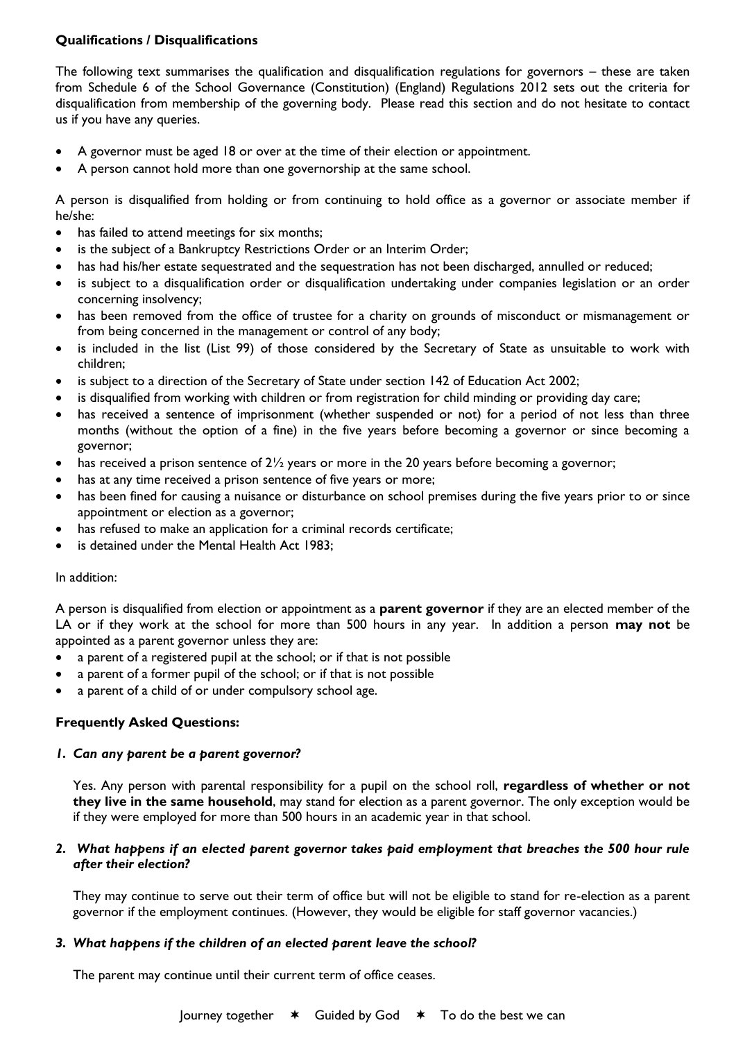**Qualifications / Disqualifications**

The following text summarises the qualification and disqualification regulations for governors – these are taken from Schedule 6 of the School Governance (Constitution) (England) Regulations 2012 sets out the criteria for disqualification from membership of the governing body. Please read this section and do not hesitate to contact us if you have any queries.

- A governor must be aged 18 or over at the time of their election or appointment.
- A person cannot hold more than one governorship at the same school.

A person is disqualified from holding or from continuing to hold office as a governor or associate member if he/she:

- has failed to attend meetings for six months;
- is the subject of a Bankruptcy Restrictions Order or an Interim Order;
- has had his/her estate sequestrated and the sequestration has not been discharged, annulled or reduced;
- is subject to a disqualification order or disqualification undertaking under companies legislation or an order concerning insolvency;
- has been removed from the office of trustee for a charity on grounds of misconduct or mismanagement or from being concerned in the management or control of any body;
- is included in the list (List 99) of those considered by the Secretary of State as unsuitable to work with children;
- is subject to a direction of the Secretary of State under section 142 of Education Act 2002;
- is disqualified from working with children or from registration for child minding or providing day care;
- has received a sentence of imprisonment (whether suspended or not) for a period of not less than three months (without the option of a fine) in the five years before becoming a governor or since becoming a governor;
- has received a prison sentence of 2½ years or more in the 20 years before becoming a governor;
- has at any time received a prison sentence of five years or more;
- has been fined for causing a nuisance or disturbance on school premises during the five years prior to or since appointment or election as a governor;
- has refused to make an application for a criminal records certificate;
- is detained under the Mental Health Act 1983;

In addition:

A person is disqualified from election or appointment as a **parent governor** if they are an elected member of the LA or if they work at the school for more than 500 hours in any year. In addition a person **may not** be appointed as a parent governor unless they are:

- a parent of a registered pupil at the school; or if that is not possible
- a parent of a former pupil of the school; or if that is not possible
- a parent of a child of or under compulsory school age.

**Frequently Asked Questions:**

1. ***Can any parent be a parent governor?***

   Yes. Any person with parental responsibility for a pupil on the school roll, **regardless of whether or not they live in the same household**, may stand for election as a parent governor. The only exception would be if they were employed for more than 500 hours in an academic year in that school.

2. ***What happens if an elected parent governor takes paid employment that breaches the 500 hour rule after their election?***

   They may continue to serve out their term of office but will not be eligible to stand for re-election as a parent governor if the employment continues. (However, they would be eligible for staff governor vacancies.)

3. ***What happens if the children of an elected parent leave the school?***

   The parent may continue until their current term of office ceases.

Journey together ✶ Guided by God ✶ To do the best we can